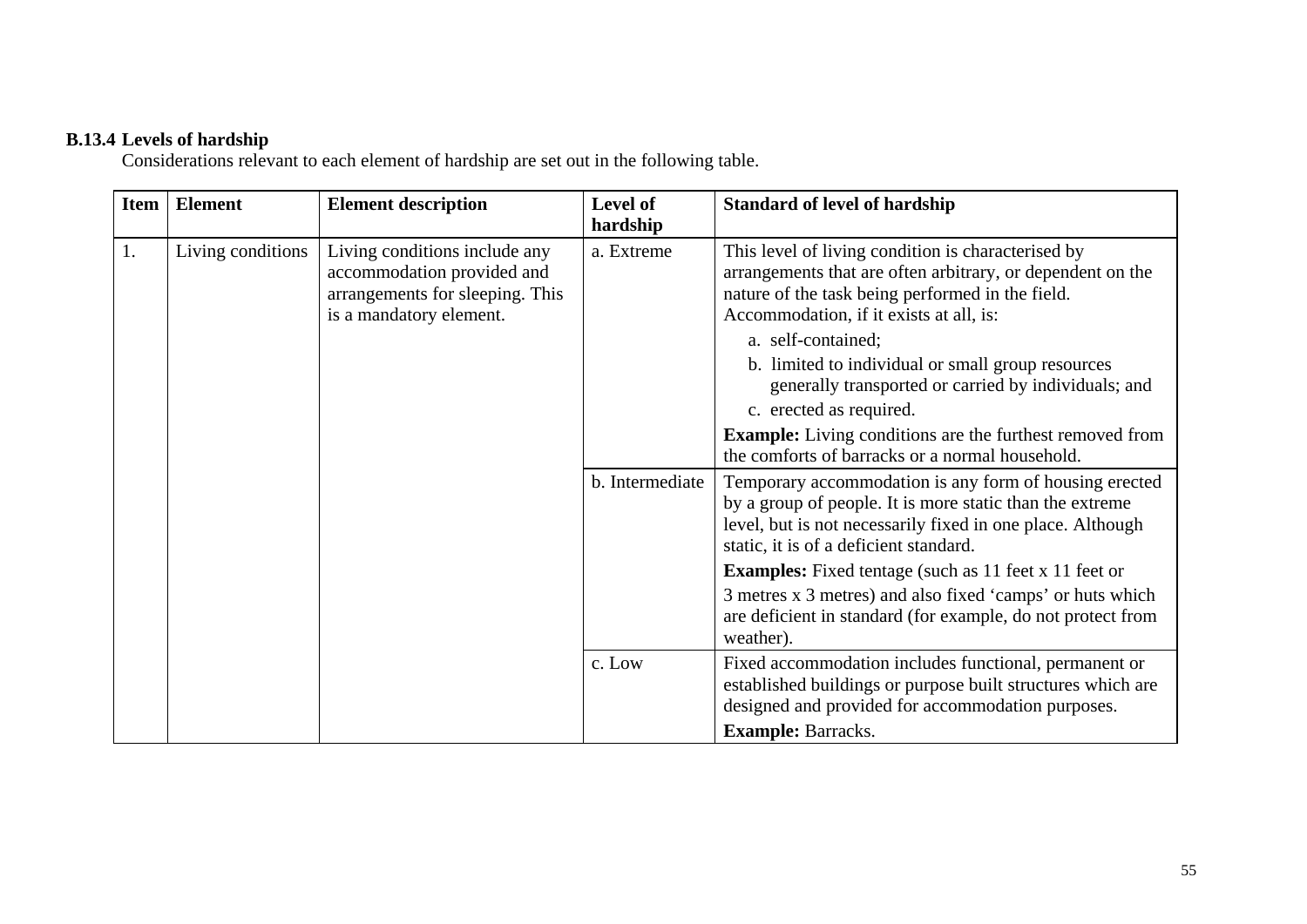**B.13.4 Levels of hardship**

Considerations relevant to each element of hardship are set out in the following table.

| Item | Element | Element description | Level of hardship | Standard of level of hardship |
|---|---|---|---|---|
| 1. | Living conditions | Living conditions include any accommodation provided and arrangements for sleeping. This is a mandatory element. | a. Extreme | This level of living condition is characterised by arrangements that are often arbitrary, or dependent on the nature of the task being performed in the field. Accommodation, if it exists at all, is:<br>a. self-contained;<br>b. limited to individual or small group resources generally transported or carried by individuals; and<br>c. erected as required.<br>**Example:** Living conditions are the furthest removed from the comforts of barracks or a normal household. |
| | | | b. Intermediate | Temporary accommodation is any form of housing erected by a group of people. It is more static than the extreme level, but is not necessarily fixed in one place. Although static, it is of a deficient standard.<br>**Examples:** Fixed tentage (such as 11 feet x 11 feet or 3 metres x 3 metres) and also fixed 'camps' or huts which are deficient in standard (for example, do not protect from weather). |
| | | | c. Low | Fixed accommodation includes functional, permanent or established buildings or purpose built structures which are designed and provided for accommodation purposes.<br>**Example:** Barracks. |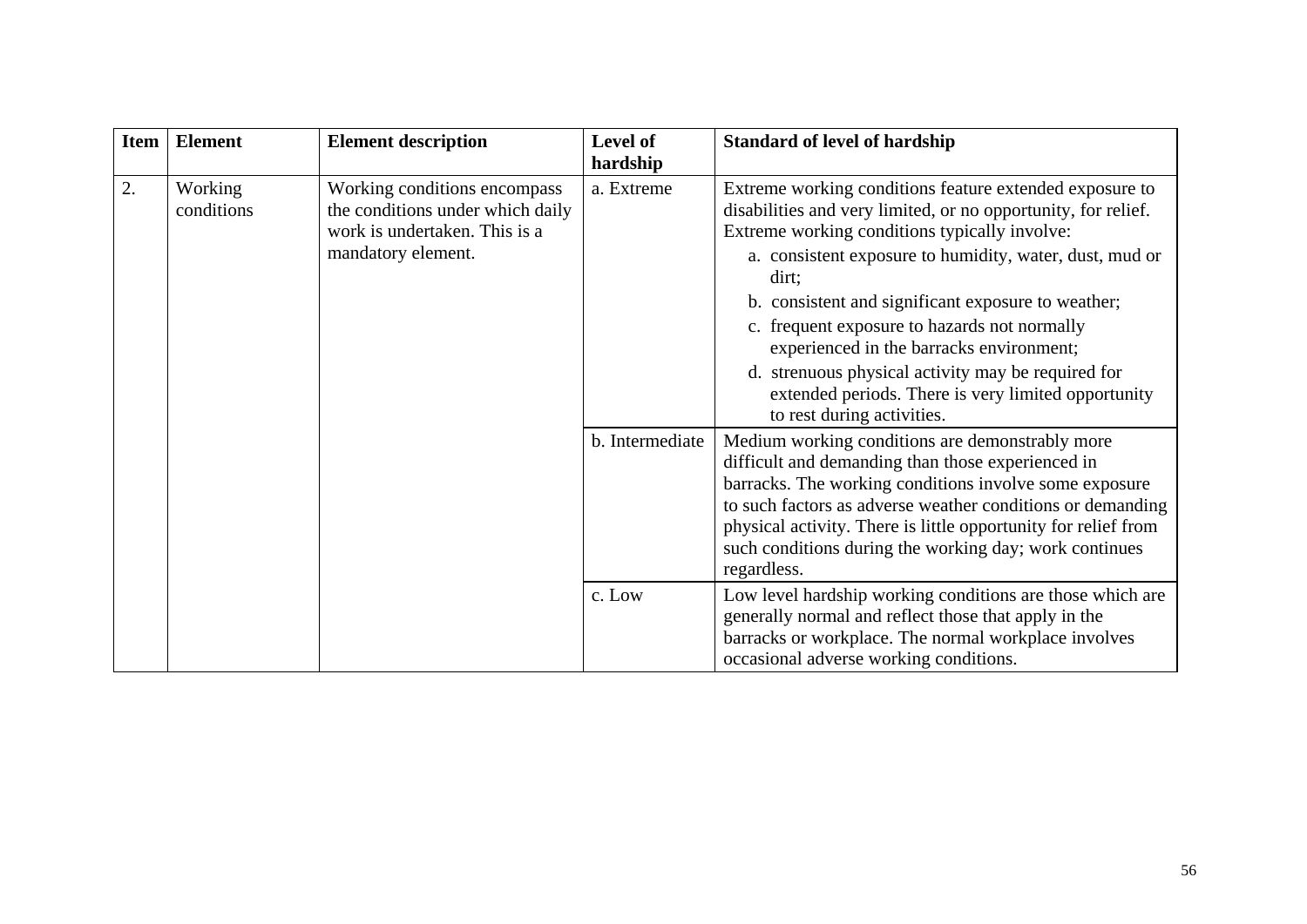| Item | Element | Element description | Level of hardship | Standard of level of hardship |
|---|---|---|---|---|
| 2. | Working conditions | Working conditions encompass the conditions under which daily work is undertaken. This is a mandatory element. | a. Extreme | Extreme working conditions feature extended exposure to disabilities and very limited, or no opportunity, for relief. Extreme working conditions typically involve:<br>a. consistent exposure to humidity, water, dust, mud or dirt;<br>b. consistent and significant exposure to weather;<br>c. frequent exposure to hazards not normally experienced in the barracks environment;<br>d. strenuous physical activity may be required for extended periods. There is very limited opportunity to rest during activities. |
| | | | b. Intermediate | Medium working conditions are demonstrably more difficult and demanding than those experienced in barracks. The working conditions involve some exposure to such factors as adverse weather conditions or demanding physical activity. There is little opportunity for relief from such conditions during the working day; work continues regardless. |
| | | | c. Low | Low level hardship working conditions are those which are generally normal and reflect those that apply in the barracks or workplace. The normal workplace involves occasional adverse working conditions. |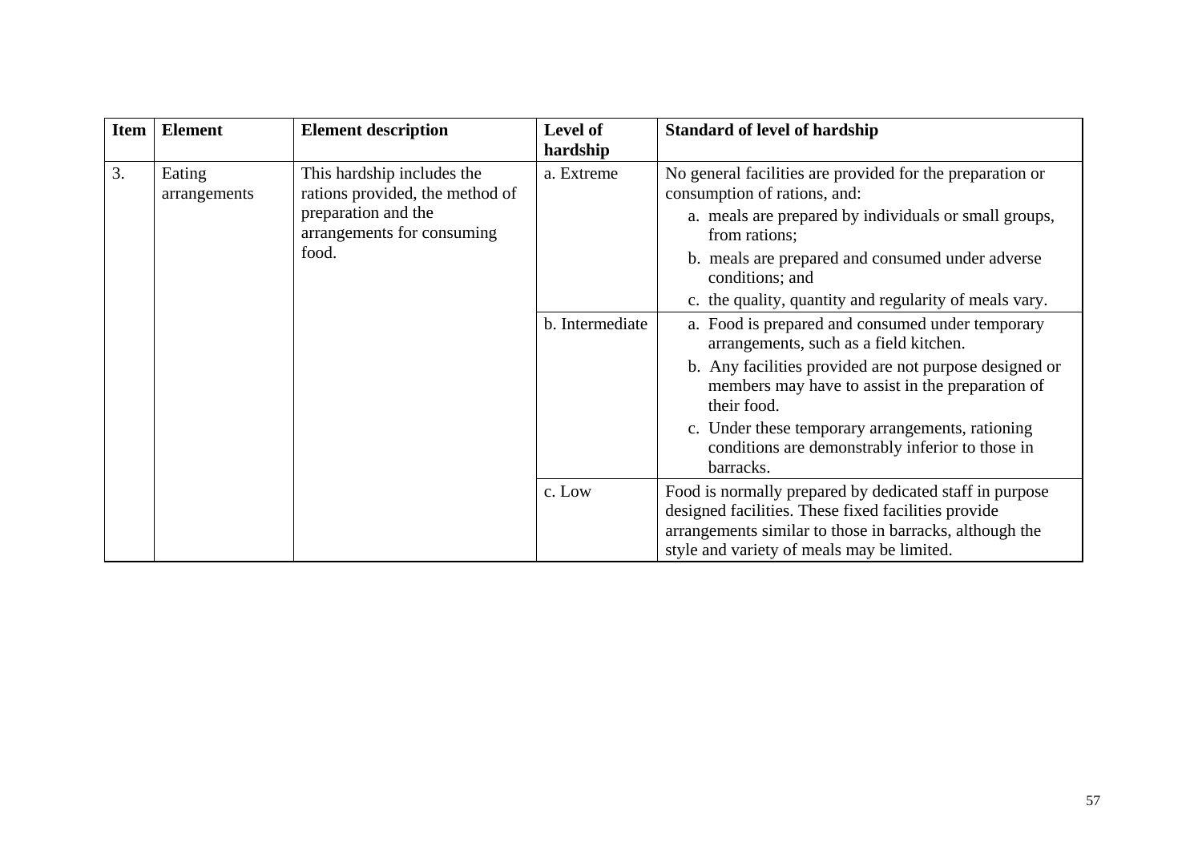| Item | Element | Element description | Level of hardship | Standard of level of hardship |
|---|---|---|---|---|
| 3. | Eating arrangements | This hardship includes the rations provided, the method of preparation and the arrangements for consuming food. | a. Extreme | No general facilities are provided for the preparation or consumption of rations, and:<br>a. meals are prepared by individuals or small groups, from rations;<br>b. meals are prepared and consumed under adverse conditions; and<br>c. the quality, quantity and regularity of meals vary. |
| | | | b. Intermediate | a. Food is prepared and consumed under temporary arrangements, such as a field kitchen.<br>b. Any facilities provided are not purpose designed or members may have to assist in the preparation of their food.<br>c. Under these temporary arrangements, rationing conditions are demonstrably inferior to those in barracks. |
| | | | c. Low | Food is normally prepared by dedicated staff in purpose designed facilities. These fixed facilities provide arrangements similar to those in barracks, although the style and variety of meals may be limited. |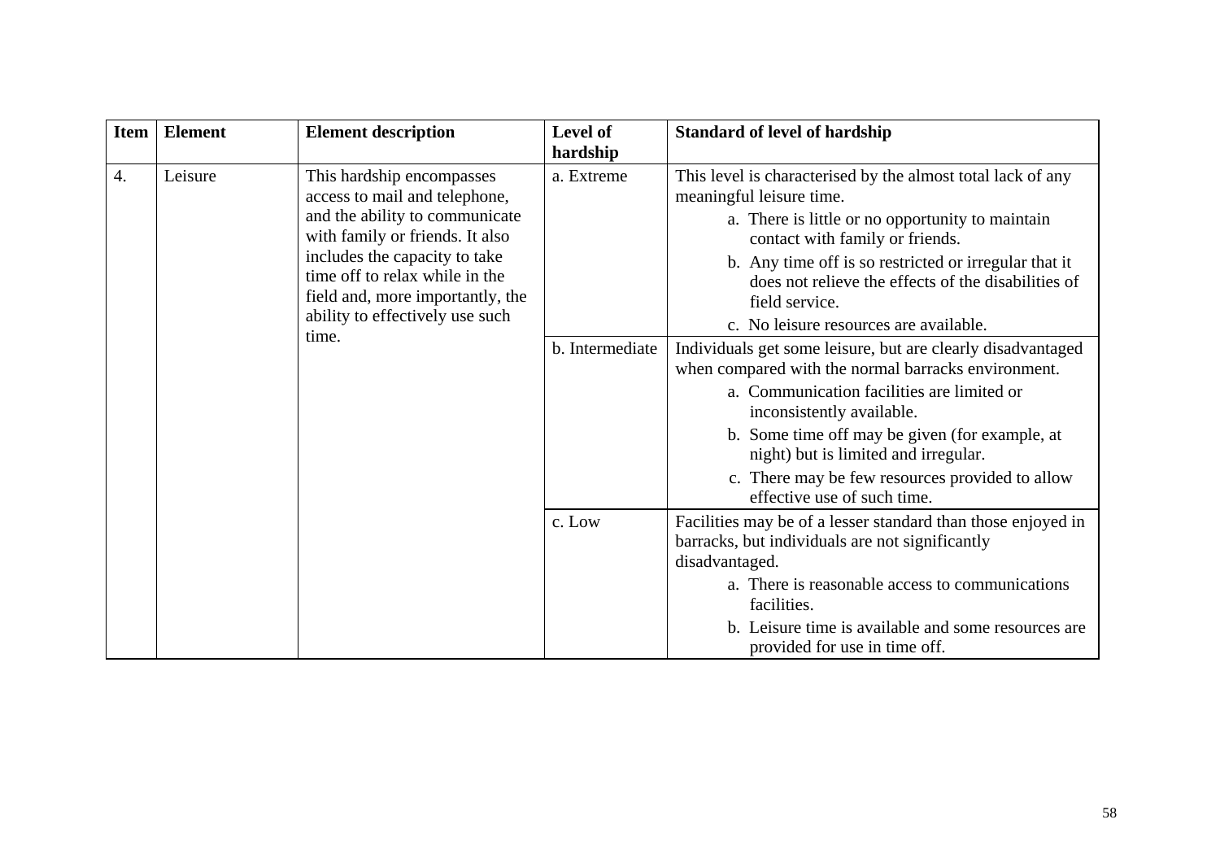| Item | Element | Element description | Level of hardship | Standard of level of hardship |
|---|---|---|---|---|
| 4. | Leisure | This hardship encompasses access to mail and telephone, and the ability to communicate with family or friends. It also includes the capacity to take time off to relax while in the field and, more importantly, the ability to effectively use such time. | a. Extreme | This level is characterised by the almost total lack of any meaningful leisure time.<br>a. There is little or no opportunity to maintain contact with family or friends.<br>b. Any time off is so restricted or irregular that it does not relieve the effects of the disabilities of field service.<br>c. No leisure resources are available. |
| | | | b. Intermediate | Individuals get some leisure, but are clearly disadvantaged when compared with the normal barracks environment.<br>a. Communication facilities are limited or inconsistently available.<br>b. Some time off may be given (for example, at night) but is limited and irregular.<br>c. There may be few resources provided to allow effective use of such time. |
| | | | c. Low | Facilities may be of a lesser standard than those enjoyed in barracks, but individuals are not significantly disadvantaged.<br>a. There is reasonable access to communications facilities.<br>b. Leisure time is available and some resources are provided for use in time off. |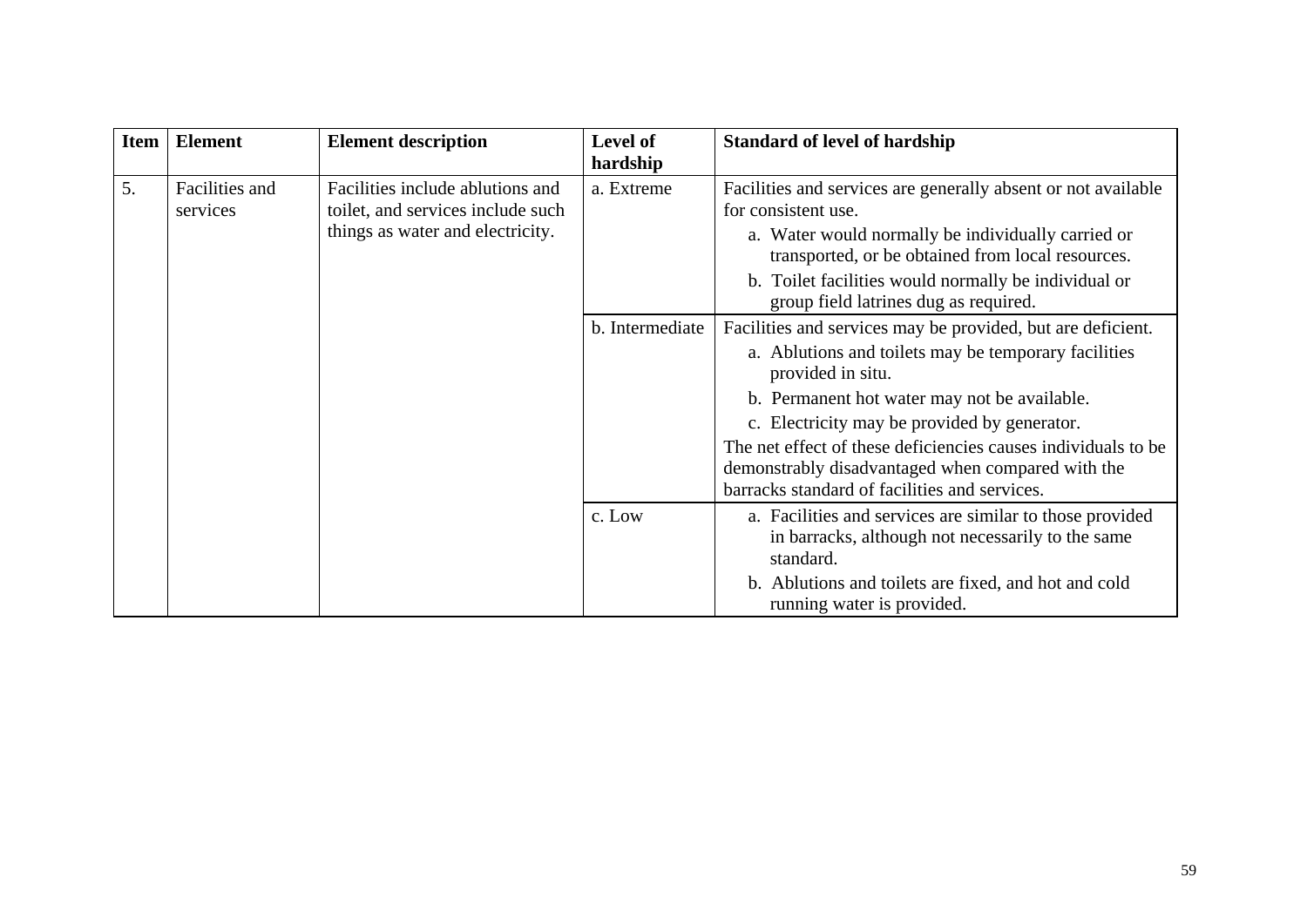| Item | Element | Element description | Level of hardship | Standard of level of hardship |
|---|---|---|---|---|
| 5. | Facilities and services | Facilities include ablutions and toilet, and services include such things as water and electricity. | a. Extreme | Facilities and services are generally absent or not available for consistent use.<br>a. Water would normally be individually carried or transported, or be obtained from local resources.<br>b. Toilet facilities would normally be individual or group field latrines dug as required. |
| | | | b. Intermediate | Facilities and services may be provided, but are deficient.<br>a. Ablutions and toilets may be temporary facilities provided in situ.<br>b. Permanent hot water may not be available.<br>c. Electricity may be provided by generator.<br>The net effect of these deficiencies causes individuals to be demonstrably disadvantaged when compared with the barracks standard of facilities and services. |
| | | | c. Low | a. Facilities and services are similar to those provided in barracks, although not necessarily to the same standard.<br>b. Ablutions and toilets are fixed, and hot and cold running water is provided. |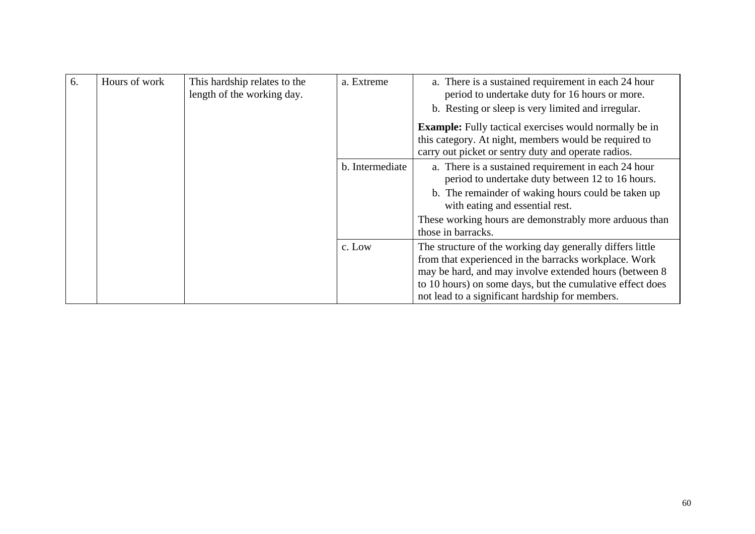| | | | | |
|---|---|---|---|---|
| 6. | Hours of work | This hardship relates to the length of the working day. | a. Extreme | a. There is a sustained requirement in each 24 hour period to undertake duty for 16 hours or more.<br>b. Resting or sleep is very limited and irregular.<br>**Example:** Fully tactical exercises would normally be in this category. At night, members would be required to carry out picket or sentry duty and operate radios. |
| | | | b. Intermediate | a. There is a sustained requirement in each 24 hour period to undertake duty between 12 to 16 hours.<br>b. The remainder of waking hours could be taken up with eating and essential rest.<br>These working hours are demonstrably more arduous than those in barracks. |
| | | | c. Low | The structure of the working day generally differs little from that experienced in the barracks workplace. Work may be hard, and may involve extended hours (between 8 to 10 hours) on some days, but the cumulative effect does not lead to a significant hardship for members. |